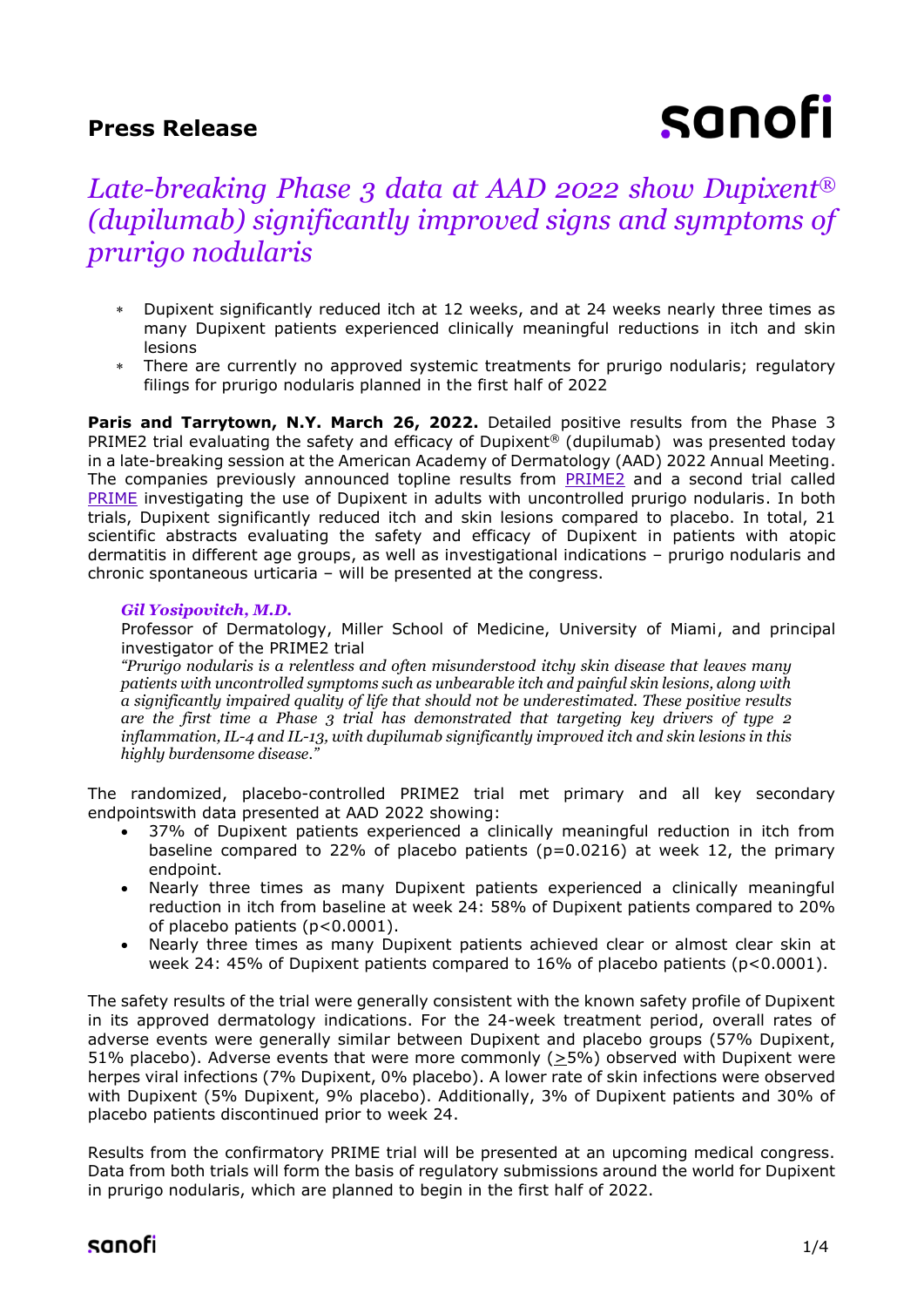# Press Release

## *Late-breaking Phase 3 data at AAD 2022 show Dupixent® (dupilumab) significantly improved signs and symptoms of prurigo nodularis*

- Dupixent significantly reduced itch at 12 weeks, and at 24 weeks nearly three times as many Dupixent patients experienced clinically meaningful reductions in itch and skin lesions
- There are currently no approved systemic treatments for prurigo nodularis; regulatory filings for prurigo nodularis planned in the first half of 2022

**Paris and Tarrytown, N.Y. March 26, 2022.** Detailed positive results from the Phase 3 PRIME2 trial evaluating the safety and efficacy of Dupixent® (dupilumab) was presented today in a late-breaking session at the American Academy of Dermatology (AAD) 2022 Annual Meeting. The companies previously announced topline results from PRIME2 and a second trial called PRIME investigating the use of Dupixent in adults with uncontrolled prurigo nodularis. In both trials, Dupixent significantly reduced itch and skin lesions compared to placebo. In total, 21 scientific abstracts evaluating the safety and efficacy of Dupixent in patients with atopic dermatitis in different age groups, as well as investigational indications – prurigo nodularis and chronic spontaneous urticaria – will be presented at the congress.

> ***Gil Yosipovitch, M.D.***
> Professor of Dermatology, Miller School of Medicine, University of Miami, and principal investigator of the PRIME2 trial
> *"Prurigo nodularis is a relentless and often misunderstood itchy skin disease that leaves many patients with uncontrolled symptoms such as unbearable itch and painful skin lesions, along with a significantly impaired quality of life that should not be underestimated. These positive results are the first time a Phase 3 trial has demonstrated that targeting key drivers of type 2 inflammation, IL-4 and IL-13, with dupilumab significantly improved itch and skin lesions in this highly burdensome disease."*

The randomized, placebo-controlled PRIME2 trial met primary and all key secondary endpointswith data presented at AAD 2022 showing:

- 37% of Dupixent patients experienced a clinically meaningful reduction in itch from baseline compared to 22% of placebo patients (p=0.0216) at week 12, the primary endpoint.
- Nearly three times as many Dupixent patients experienced a clinically meaningful reduction in itch from baseline at week 24: 58% of Dupixent patients compared to 20% of placebo patients (p<0.0001).
- Nearly three times as many Dupixent patients achieved clear or almost clear skin at week 24: 45% of Dupixent patients compared to 16% of placebo patients (p<0.0001).

The safety results of the trial were generally consistent with the known safety profile of Dupixent in its approved dermatology indications. For the 24-week treatment period, overall rates of adverse events were generally similar between Dupixent and placebo groups (57% Dupixent, 51% placebo). Adverse events that were more commonly (≥5%) observed with Dupixent were herpes viral infections (7% Dupixent, 0% placebo). A lower rate of skin infections were observed with Dupixent (5% Dupixent, 9% placebo). Additionally, 3% of Dupixent patients and 30% of placebo patients discontinued prior to week 24.

Results from the confirmatory PRIME trial will be presented at an upcoming medical congress. Data from both trials will form the basis of regulatory submissions around the world for Dupixent in prurigo nodularis, which are planned to begin in the first half of 2022.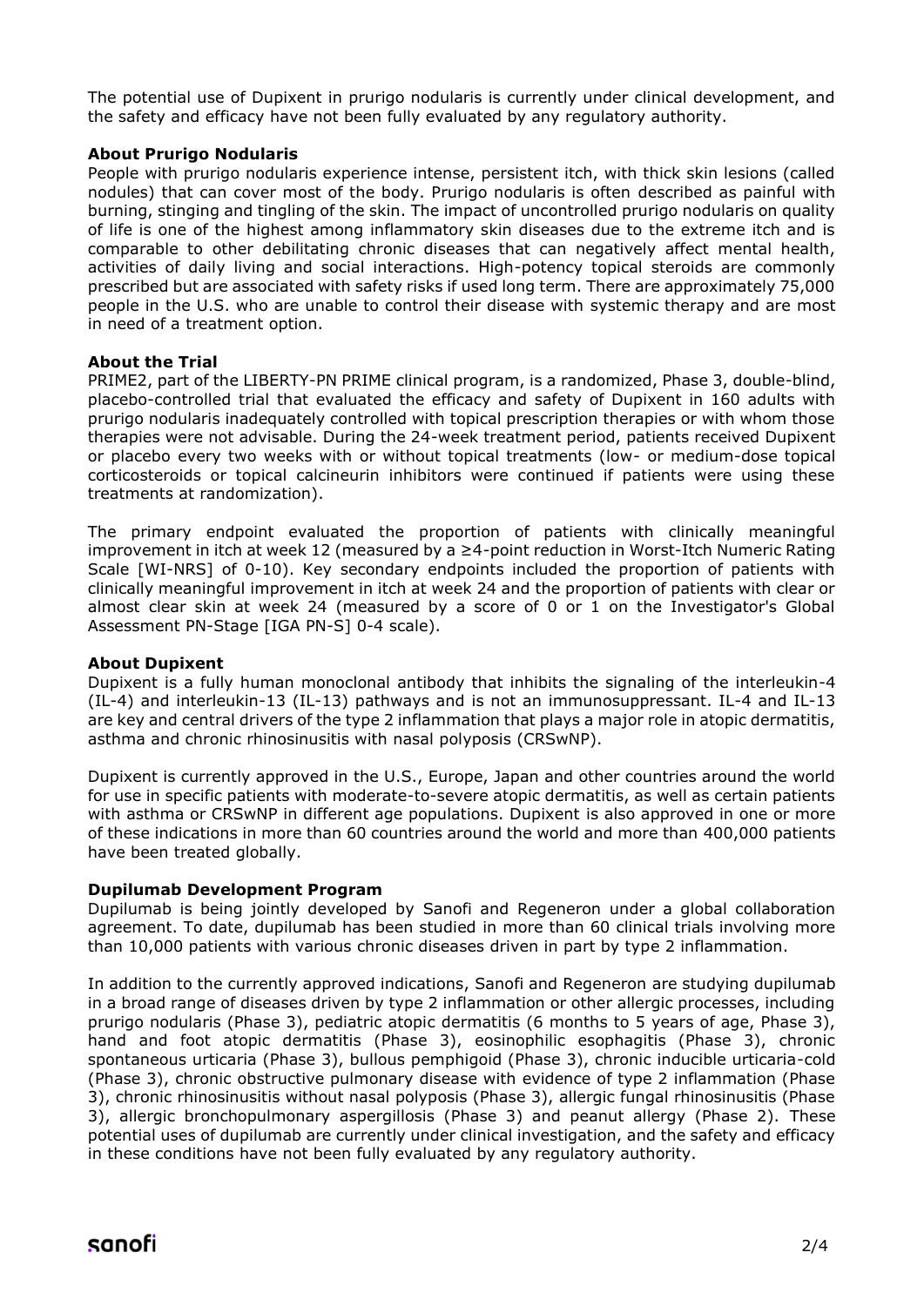The potential use of Dupixent in prurigo nodularis is currently under clinical development, and the safety and efficacy have not been fully evaluated by any regulatory authority.

**About Prurigo Nodularis**

People with prurigo nodularis experience intense, persistent itch, with thick skin lesions (called nodules) that can cover most of the body. Prurigo nodularis is often described as painful with burning, stinging and tingling of the skin. The impact of uncontrolled prurigo nodularis on quality of life is one of the highest among inflammatory skin diseases due to the extreme itch and is comparable to other debilitating chronic diseases that can negatively affect mental health, activities of daily living and social interactions. High-potency topical steroids are commonly prescribed but are associated with safety risks if used long term. There are approximately 75,000 people in the U.S. who are unable to control their disease with systemic therapy and are most in need of a treatment option.

**About the Trial**

PRIME2, part of the LIBERTY-PN PRIME clinical program, is a randomized, Phase 3, double-blind, placebo-controlled trial that evaluated the efficacy and safety of Dupixent in 160 adults with prurigo nodularis inadequately controlled with topical prescription therapies or with whom those therapies were not advisable. During the 24-week treatment period, patients received Dupixent or placebo every two weeks with or without topical treatments (low- or medium-dose topical corticosteroids or topical calcineurin inhibitors were continued if patients were using these treatments at randomization).

The primary endpoint evaluated the proportion of patients with clinically meaningful improvement in itch at week 12 (measured by a ≥4-point reduction in Worst-Itch Numeric Rating Scale [WI-NRS] of 0-10). Key secondary endpoints included the proportion of patients with clinically meaningful improvement in itch at week 24 and the proportion of patients with clear or almost clear skin at week 24 (measured by a score of 0 or 1 on the Investigator's Global Assessment PN-Stage [IGA PN-S] 0-4 scale).

**About Dupixent**

Dupixent is a fully human monoclonal antibody that inhibits the signaling of the interleukin-4 (IL-4) and interleukin-13 (IL-13) pathways and is not an immunosuppressant. IL-4 and IL-13 are key and central drivers of the type 2 inflammation that plays a major role in atopic dermatitis, asthma and chronic rhinosinusitis with nasal polyposis (CRSwNP).

Dupixent is currently approved in the U.S., Europe, Japan and other countries around the world for use in specific patients with moderate-to-severe atopic dermatitis, as well as certain patients with asthma or CRSwNP in different age populations. Dupixent is also approved in one or more of these indications in more than 60 countries around the world and more than 400,000 patients have been treated globally.

**Dupilumab Development Program**

Dupilumab is being jointly developed by Sanofi and Regeneron under a global collaboration agreement. To date, dupilumab has been studied in more than 60 clinical trials involving more than 10,000 patients with various chronic diseases driven in part by type 2 inflammation.

In addition to the currently approved indications, Sanofi and Regeneron are studying dupilumab in a broad range of diseases driven by type 2 inflammation or other allergic processes, including prurigo nodularis (Phase 3), pediatric atopic dermatitis (6 months to 5 years of age, Phase 3), hand and foot atopic dermatitis (Phase 3), eosinophilic esophagitis (Phase 3), chronic spontaneous urticaria (Phase 3), bullous pemphigoid (Phase 3), chronic inducible urticaria-cold (Phase 3), chronic obstructive pulmonary disease with evidence of type 2 inflammation (Phase 3), chronic rhinosinusitis without nasal polyposis (Phase 3), allergic fungal rhinosinusitis (Phase 3), allergic bronchopulmonary aspergillosis (Phase 3) and peanut allergy (Phase 2). These potential uses of dupilumab are currently under clinical investigation, and the safety and efficacy in these conditions have not been fully evaluated by any regulatory authority.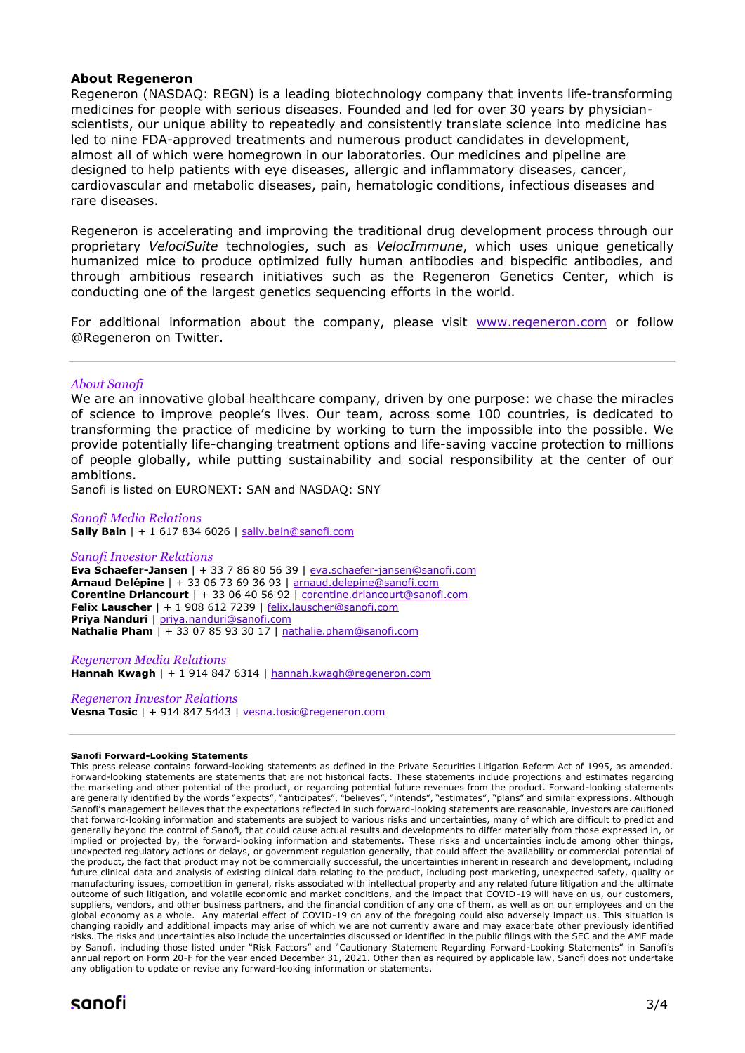### About Regeneron

Regeneron (NASDAQ: REGN) is a leading biotechnology company that invents life-transforming medicines for people with serious diseases. Founded and led for over 30 years by physician-scientists, our unique ability to repeatedly and consistently translate science into medicine has led to nine FDA-approved treatments and numerous product candidates in development, almost all of which were homegrown in our laboratories. Our medicines and pipeline are designed to help patients with eye diseases, allergic and inflammatory diseases, cancer, cardiovascular and metabolic diseases, pain, hematologic conditions, infectious diseases and rare diseases.

Regeneron is accelerating and improving the traditional drug development process through our proprietary *VelociSuite* technologies, such as *VelocImmune*, which uses unique genetically humanized mice to produce optimized fully human antibodies and bispecific antibodies, and through ambitious research initiatives such as the Regeneron Genetics Center, which is conducting one of the largest genetics sequencing efforts in the world.

For additional information about the company, please visit www.regeneron.com or follow @Regeneron on Twitter.

---

### *About Sanofi*

We are an innovative global healthcare company, driven by one purpose: we chase the miracles of science to improve people's lives. Our team, across some 100 countries, is dedicated to transforming the practice of medicine by working to turn the impossible into the possible. We provide potentially life-changing treatment options and life-saving vaccine protection to millions of people globally, while putting sustainability and social responsibility at the center of our ambitions.

Sanofi is listed on EURONEXT: SAN and NASDAQ: SNY

*Sanofi Media Relations*
**Sally Bain** | + 1 617 834 6026 | sally.bain@sanofi.com

*Sanofi Investor Relations*
**Eva Schaefer-Jansen** | + 33 7 86 80 56 39 | eva.schaefer-jansen@sanofi.com
**Arnaud Delépine** | + 33 06 73 69 36 93 | arnaud.delepine@sanofi.com
**Corentine Driancourt** | + 33 06 40 56 92 | corentine.driancourt@sanofi.com
**Felix Lauscher** | + 1 908 612 7239 | felix.lauscher@sanofi.com
**Priya Nanduri** | priya.nanduri@sanofi.com
**Nathalie Pham** | + 33 07 85 93 30 17 | nathalie.pham@sanofi.com

*Regeneron Media Relations*
**Hannah Kwagh** | + 1 914 847 6314 | hannah.kwagh@regeneron.com

*Regeneron Investor Relations*
**Vesna Tosic** | + 914 847 5443 | vesna.tosic@regeneron.com

---

**Sanofi Forward-Looking Statements**

This press release contains forward-looking statements as defined in the Private Securities Litigation Reform Act of 1995, as amended. Forward-looking statements are statements that are not historical facts. These statements include projections and estimates regarding the marketing and other potential of the product, or regarding potential future revenues from the product. Forward-looking statements are generally identified by the words "expects", "anticipates", "believes", "intends", "estimates", "plans" and similar expressions. Although Sanofi's management believes that the expectations reflected in such forward-looking statements are reasonable, investors are cautioned that forward-looking information and statements are subject to various risks and uncertainties, many of which are difficult to predict and generally beyond the control of Sanofi, that could cause actual results and developments to differ materially from those expressed in, or implied or projected by, the forward-looking information and statements. These risks and uncertainties include among other things, unexpected regulatory actions or delays, or government regulation generally, that could affect the availability or commercial potential of the product, the fact that product may not be commercially successful, the uncertainties inherent in research and development, including future clinical data and analysis of existing clinical data relating to the product, including post marketing, unexpected safety, quality or manufacturing issues, competition in general, risks associated with intellectual property and any related future litigation and the ultimate outcome of such litigation, and volatile economic and market conditions, and the impact that COVID-19 will have on us, our customers, suppliers, vendors, and other business partners, and the financial condition of any one of them, as well as on our employees and on the global economy as a whole. Any material effect of COVID-19 on any of the foregoing could also adversely impact us. This situation is changing rapidly and additional impacts may arise of which we are not currently aware and may exacerbate other previously identified risks. The risks and uncertainties also include the uncertainties discussed or identified in the public filings with the SEC and the AMF made by Sanofi, including those listed under "Risk Factors" and "Cautionary Statement Regarding Forward-Looking Statements" in Sanofi's annual report on Form 20-F for the year ended December 31, 2021. Other than as required by applicable law, Sanofi does not undertake any obligation to update or revise any forward-looking information or statements.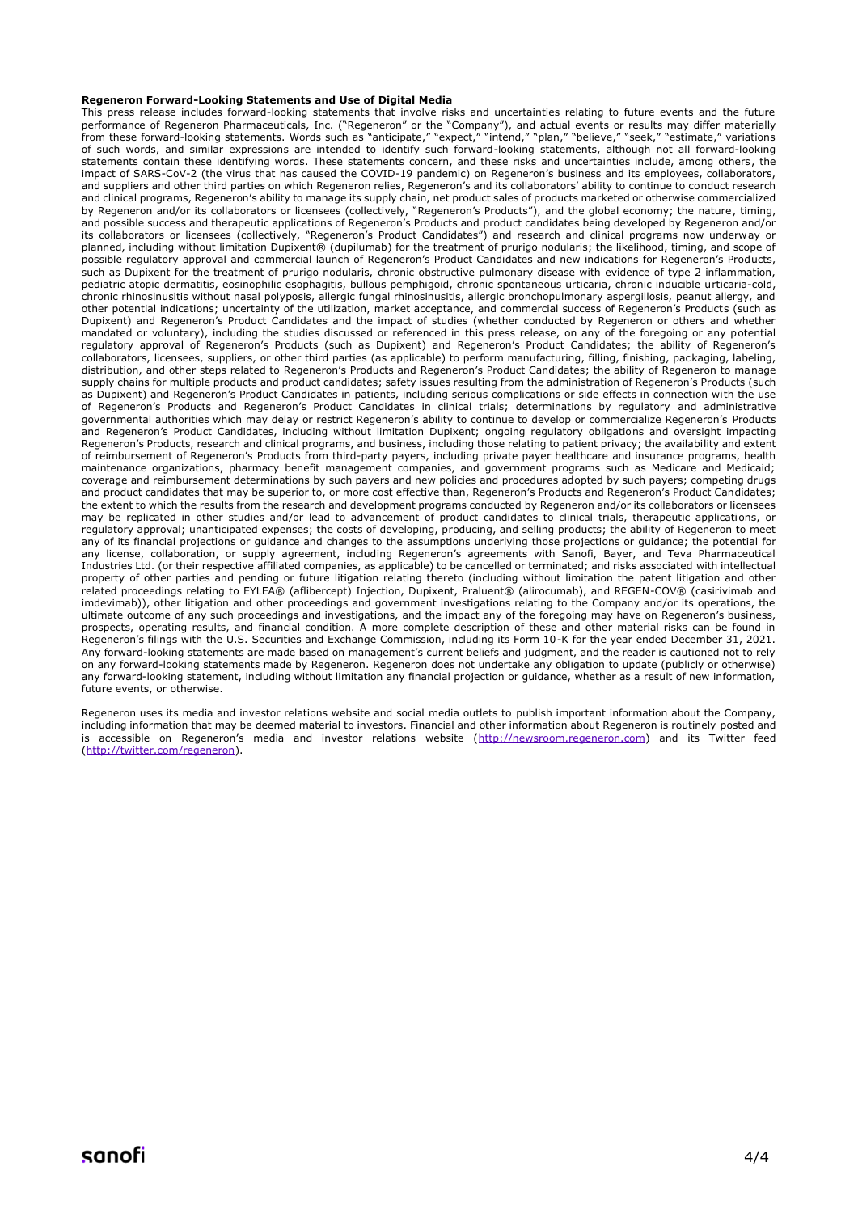**Regeneron Forward-Looking Statements and Use of Digital Media**

This press release includes forward-looking statements that involve risks and uncertainties relating to future events and the future performance of Regeneron Pharmaceuticals, Inc. ("Regeneron" or the "Company"), and actual events or results may differ materially from these forward-looking statements. Words such as "anticipate," "expect," "intend," "plan," "believe," "seek," "estimate," variations of such words, and similar expressions are intended to identify such forward-looking statements, although not all forward-looking statements contain these identifying words. These statements concern, and these risks and uncertainties include, among others, the impact of SARS-CoV-2 (the virus that has caused the COVID-19 pandemic) on Regeneron's business and its employees, collaborators, and suppliers and other third parties on which Regeneron relies, Regeneron's and its collaborators' ability to continue to conduct research and clinical programs, Regeneron's ability to manage its supply chain, net product sales of products marketed or otherwise commercialized by Regeneron and/or its collaborators or licensees (collectively, "Regeneron's Products"), and the global economy; the nature, timing, and possible success and therapeutic applications of Regeneron's Products and product candidates being developed by Regeneron and/or its collaborators or licensees (collectively, "Regeneron's Product Candidates") and research and clinical programs now underway or planned, including without limitation Dupixent® (dupilumab) for the treatment of prurigo nodularis; the likelihood, timing, and scope of possible regulatory approval and commercial launch of Regeneron's Product Candidates and new indications for Regeneron's Products, such as Dupixent for the treatment of prurigo nodularis, chronic obstructive pulmonary disease with evidence of type 2 inflammation, pediatric atopic dermatitis, eosinophilic esophagitis, bullous pemphigoid, chronic spontaneous urticaria, chronic inducible urticaria-cold, chronic rhinosinusitis without nasal polyposis, allergic fungal rhinosinusitis, allergic bronchopulmonary aspergillosis, peanut allergy, and other potential indications; uncertainty of the utilization, market acceptance, and commercial success of Regeneron's Products (such as Dupixent) and Regeneron's Product Candidates and the impact of studies (whether conducted by Regeneron or others and whether mandated or voluntary), including the studies discussed or referenced in this press release, on any of the foregoing or any potential regulatory approval of Regeneron's Products (such as Dupixent) and Regeneron's Product Candidates; the ability of Regeneron's collaborators, licensees, suppliers, or other third parties (as applicable) to perform manufacturing, filling, finishing, packaging, labeling, distribution, and other steps related to Regeneron's Products and Regeneron's Product Candidates; the ability of Regeneron to manage supply chains for multiple products and product candidates; safety issues resulting from the administration of Regeneron's Products (such as Dupixent) and Regeneron's Product Candidates in patients, including serious complications or side effects in connection with the use of Regeneron's Products and Regeneron's Product Candidates in clinical trials; determinations by regulatory and administrative governmental authorities which may delay or restrict Regeneron's ability to continue to develop or commercialize Regeneron's Products and Regeneron's Product Candidates, including without limitation Dupixent; ongoing regulatory obligations and oversight impacting Regeneron's Products, research and clinical programs, and business, including those relating to patient privacy; the availability and extent of reimbursement of Regeneron's Products from third-party payers, including private payer healthcare and insurance programs, health maintenance organizations, pharmacy benefit management companies, and government programs such as Medicare and Medicaid; coverage and reimbursement determinations by such payers and new policies and procedures adopted by such payers; competing drugs and product candidates that may be superior to, or more cost effective than, Regeneron's Products and Regeneron's Product Candidates; the extent to which the results from the research and development programs conducted by Regeneron and/or its collaborators or licensees may be replicated in other studies and/or lead to advancement of product candidates to clinical trials, therapeutic applications, or regulatory approval; unanticipated expenses; the costs of developing, producing, and selling products; the ability of Regeneron to meet any of its financial projections or guidance and changes to the assumptions underlying those projections or guidance; the potential for any license, collaboration, or supply agreement, including Regeneron's agreements with Sanofi, Bayer, and Teva Pharmaceutical Industries Ltd. (or their respective affiliated companies, as applicable) to be cancelled or terminated; and risks associated with intellectual property of other parties and pending or future litigation relating thereto (including without limitation the patent litigation and other related proceedings relating to EYLEA® (aflibercept) Injection, Dupixent, Praluent® (alirocumab), and REGEN-COV® (casirivimab and imdevimab)), other litigation and other proceedings and government investigations relating to the Company and/or its operations, the ultimate outcome of any such proceedings and investigations, and the impact any of the foregoing may have on Regeneron's business, prospects, operating results, and financial condition. A more complete description of these and other material risks can be found in Regeneron's filings with the U.S. Securities and Exchange Commission, including its Form 10-K for the year ended December 31, 2021. Any forward-looking statements are made based on management's current beliefs and judgment, and the reader is cautioned not to rely on any forward-looking statements made by Regeneron. Regeneron does not undertake any obligation to update (publicly or otherwise) any forward-looking statement, including without limitation any financial projection or guidance, whether as a result of new information, future events, or otherwise.

Regeneron uses its media and investor relations website and social media outlets to publish important information about the Company, including information that may be deemed material to investors. Financial and other information about Regeneron is routinely posted and is accessible on Regeneron's media and investor relations website (http://newsroom.regeneron.com) and its Twitter feed (http://twitter.com/regeneron).